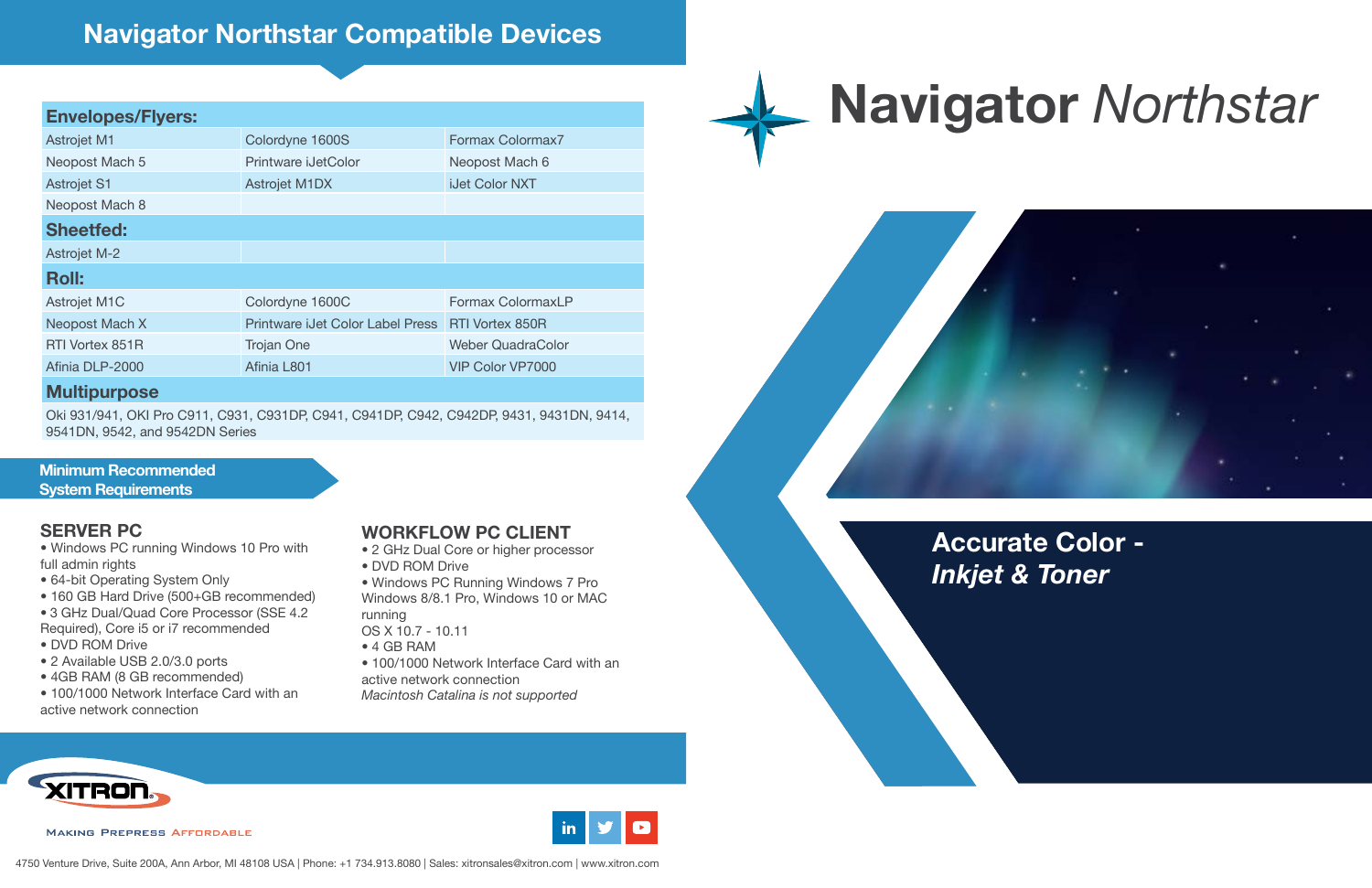# Navigator Northstar Compatible Devices

| **Envelopes/Flyers:** | | |
|---|---|---|
| Astrojet M1 | Colordyne 1600S | Formax Colormax7 |
| Neopost Mach 5 | Printware iJetColor | Neopost Mach 6 |
| Astrojet S1 | Astrojet M1DX | iJet Color NXT |
| Neopost Mach 8 | | |
| **Sheetfed:** | | |
| Astrojet M-2 | | |
| **Roll:** | | |
| Astrojet M1C | Colordyne 1600C | Formax ColormaxLP |
| Neopost Mach X | Printware iJet Color Label Press | RTI Vortex 850R |
| RTI Vortex 851R | Trojan One | Weber QuadraColor |
| Afinia DLP-2000 | Afinia L801 | VIP Color VP7000 |
| **Multipurpose** | | |
| Oki 931/941, OKI Pro C911, C931, C931DP, C941, C941DP, C942, C942DP, 9431, 9431DN, 9414, 9541DN, 9542, and 9542DN Series | | |

## Minimum Recommended System Requirements

### SERVER PC

- Windows PC running Windows 10 Pro with full admin rights
- 64-bit Operating System Only
- 160 GB Hard Drive (500+GB recommended)
- 3 GHz Dual/Quad Core Processor (SSE 4.2 Required), Core i5 or i7 recommended
- DVD ROM Drive
- 2 Available USB 2.0/3.0 ports
- 4GB RAM (8 GB recommended)
- 100/1000 Network Interface Card with an active network connection

### WORKFLOW PC CLIENT

- 2 GHz Dual Core or higher processor
- DVD ROM Drive
- Windows PC Running Windows 7 Pro Windows 8/8.1 Pro, Windows 10 or MAC running OS X 10.7 - 10.11
- 4 GB RAM
- 100/1000 Network Interface Card with an active network connection

*Macintosh Catalina is not supported*

XITRON

Making Prepress Affordable

4750 Venture Drive, Suite 200A, Ann Arbor, MI 48108 USA | Phone: +1 734.913.8080 | Sales: xitronsales@xitron.com | www.xitron.com

# Navigator *Northstar*

## Accurate Color - *Inkjet & Toner*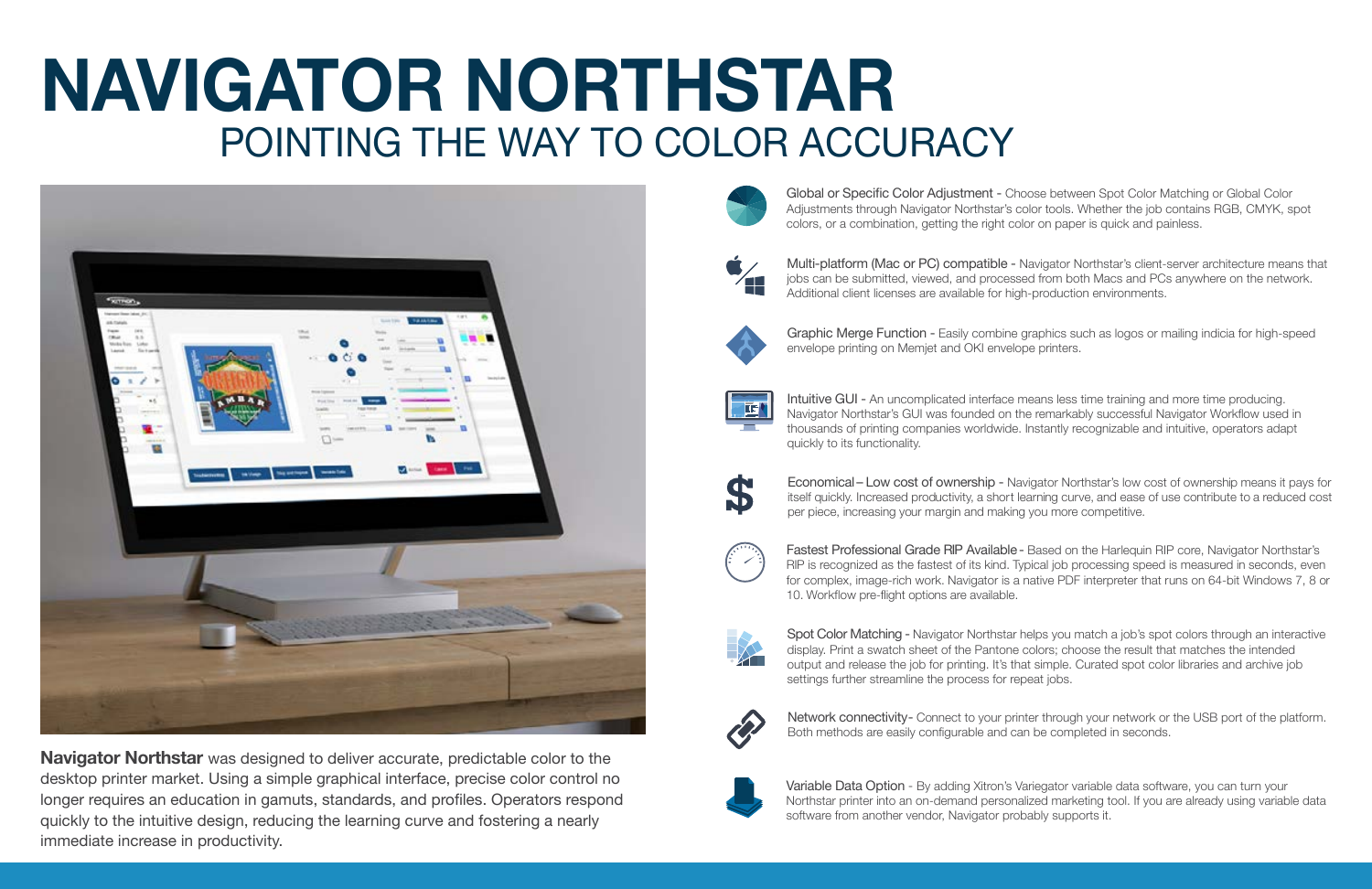# NAVIGATOR NORTHSTAR

## POINTING THE WAY TO COLOR ACCURACY

**Navigator Northstar** was designed to deliver accurate, predictable color to the desktop printer market. Using a simple graphical interface, precise color control no longer requires an education in gamuts, standards, and profiles. Operators respond quickly to the intuitive design, reducing the learning curve and fostering a nearly immediate increase in productivity.

Global or Specific Color Adjustment - Choose between Spot Color Matching or Global Color Adjustments through Navigator Northstar's color tools. Whether the job contains RGB, CMYK, spot colors, or a combination, getting the right color on paper is quick and painless.

Multi-platform (Mac or PC) compatible - Navigator Northstar's client-server architecture means that jobs can be submitted, viewed, and processed from both Macs and PCs anywhere on the network. Additional client licenses are available for high-production environments.

Graphic Merge Function - Easily combine graphics such as logos or mailing indicia for high-speed envelope printing on Memjet and OKI envelope printers.

Intuitive GUI - An uncomplicated interface means less time training and more time producing. Navigator Northstar's GUI was founded on the remarkably successful Navigator Workflow used in thousands of printing companies worldwide. Instantly recognizable and intuitive, operators adapt quickly to its functionality.

Economical – Low cost of ownership - Navigator Northstar's low cost of ownership means it pays for itself quickly. Increased productivity, a short learning curve, and ease of use contribute to a reduced cost per piece, increasing your margin and making you more competitive.

Fastest Professional Grade RIP Available - Based on the Harlequin RIP core, Navigator Northstar's RIP is recognized as the fastest of its kind. Typical job processing speed is measured in seconds, even for complex, image-rich work. Navigator is a native PDF interpreter that runs on 64-bit Windows 7, 8 or 10. Workflow pre-flight options are available.

Spot Color Matching - Navigator Northstar helps you match a job's spot colors through an interactive display. Print a swatch sheet of the Pantone colors; choose the result that matches the intended output and release the job for printing. It's that simple. Curated spot color libraries and archive job settings further streamline the process for repeat jobs.

Network connectivity - Connect to your printer through your network or the USB port of the platform. Both methods are easily configurable and can be completed in seconds.

Variable Data Option - By adding Xitron's Variegator variable data software, you can turn your Northstar printer into an on-demand personalized marketing tool. If you are already using variable data software from another vendor, Navigator probably supports it.